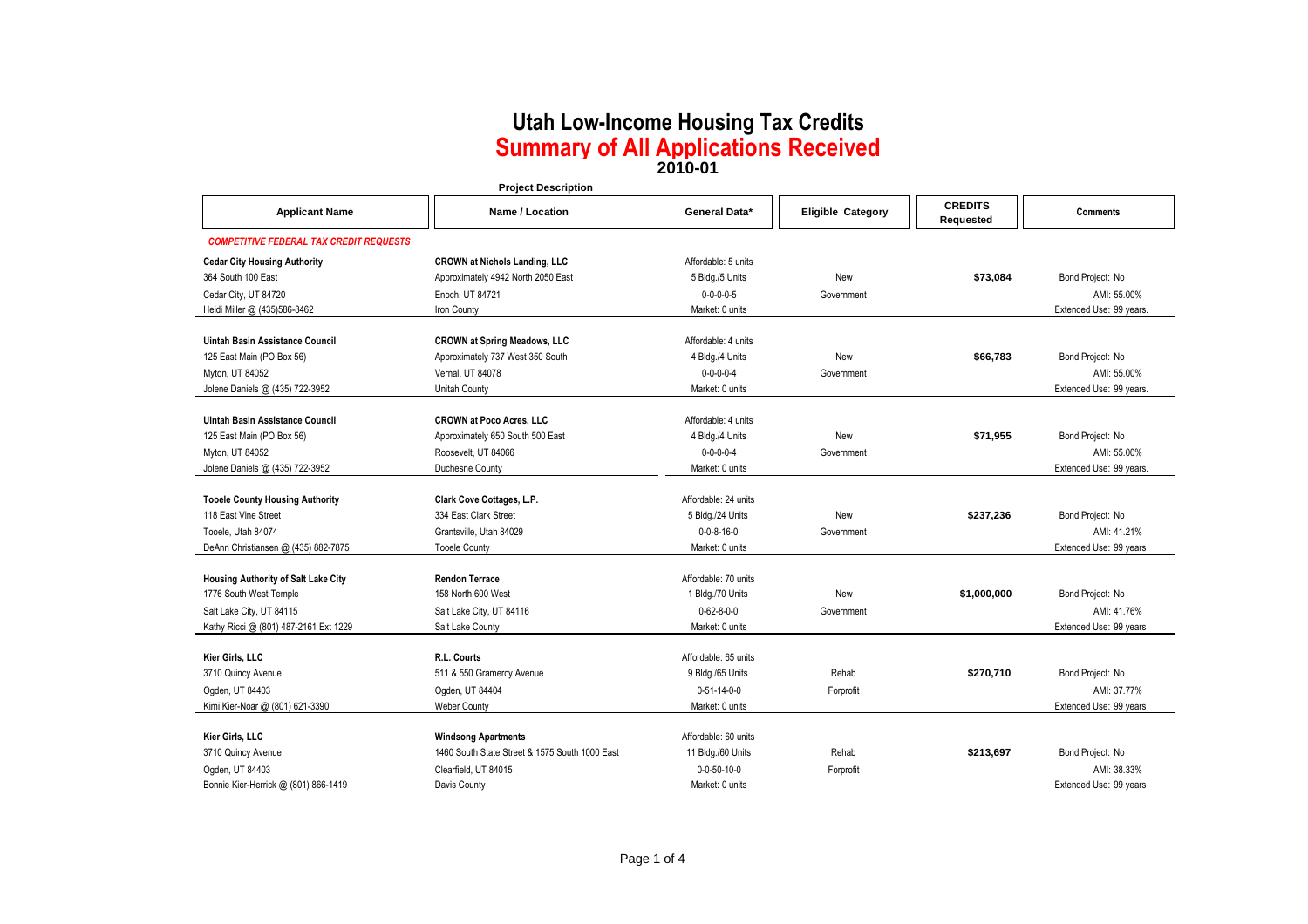# Utah Low-Income Housing Tax Credits

## Summary of All Applications Received

### 2010-01

| Applicant Name | Project Description: Name / Location | General Data* | Eligible Category | CREDITS Requested | Comments |
|---|---|---|---|---|---|
| ***COMPETITIVE FEDERAL TAX CREDIT REQUESTS*** | | | | | |
| **Cedar City Housing Authority** | **CROWN at Nichols Landing, LLC** | Affordable: 5 units | | | |
| 364 South 100 East | Approximately 4942 North 2050 East | 5 Bldg./5 Units | New | **$73,084** | Bond Project: No |
| Cedar City, UT 84720 | Enoch, UT 84721 | 0-0-0-0-5 | Government | | AMI: 55.00% |
| Heidi Miller @ (435)586-8462 | Iron County | Market: 0 units | | | Extended Use: 99 years. |
| **Uintah Basin Assistance Council** | **CROWN at Spring Meadows, LLC** | Affordable: 4 units | | | |
| 125 East Main (PO Box 56) | Approximately 737 West 350 South | 4 Bldg./4 Units | New | **$66,783** | Bond Project: No |
| Myton, UT 84052 | Vernal, UT 84078 | 0-0-0-0-4 | Government | | AMI: 55.00% |
| Jolene Daniels @ (435) 722-3952 | Unitah County | Market: 0 units | | | Extended Use: 99 years. |
| **Uintah Basin Assistance Council** | **CROWN at Poco Acres, LLC** | Affordable: 4 units | | | |
| 125 East Main (PO Box 56) | Approximately 650 South 500 East | 4 Bldg./4 Units | New | **$71,955** | Bond Project: No |
| Myton, UT 84052 | Roosevelt, UT 84066 | 0-0-0-0-4 | Government | | AMI: 55.00% |
| Jolene Daniels @ (435) 722-3952 | Duchesne County | Market: 0 units | | | Extended Use: 99 years. |
| **Tooele County Housing Authority** | **Clark Cove Cottages, L.P.** | Affordable: 24 units | | | |
| 118 East Vine Street | 334 East Clark Street | 5 Bldg./24 Units | New | **$237,236** | Bond Project: No |
| Tooele, Utah 84074 | Grantsville, Utah 84029 | 0-0-8-16-0 | Government | | AMI: 41.21% |
| DeAnn Christiansen @ (435) 882-7875 | Tooele County | Market: 0 units | | | Extended Use: 99 years |
| **Housing Authority of Salt Lake City** | **Rendon Terrace** | Affordable: 70 units | | | |
| 1776 South West Temple | 158 North 600 West | 1 Bldg./70 Units | New | **$1,000,000** | Bond Project: No |
| Salt Lake City, UT 84115 | Salt Lake City, UT 84116 | 0-62-8-0-0 | Government | | AMI: 41.76% |
| Kathy Ricci @ (801) 487-2161 Ext 1229 | Salt Lake County | Market: 0 units | | | Extended Use: 99 years |
| **Kier Girls, LLC** | **R.L. Courts** | Affordable: 65 units | | | |
| 3710 Quincy Avenue | 511 & 550 Gramercy Avenue | 9 Bldg./65 Units | Rehab | **$270,710** | Bond Project: No |
| Ogden, UT 84403 | Ogden, UT 84404 | 0-51-14-0-0 | Forprofit | | AMI: 37.77% |
| Kimi Kier-Noar @ (801) 621-3390 | Weber County | Market: 0 units | | | Extended Use: 99 years |
| **Kier Girls, LLC** | **Windsong Apartments** | Affordable: 60 units | | | |
| 3710 Quincy Avenue | 1460 South State Street & 1575 South 1000 East | 11 Bldg./60 Units | Rehab | **$213,697** | Bond Project: No |
| Ogden, UT 84403 | Clearfield, UT 84015 | 0-0-50-10-0 | Forprofit | | AMI: 38.33% |
| Bonnie Kier-Herrick @ (801) 866-1419 | Davis County | Market: 0 units | | | Extended Use: 99 years |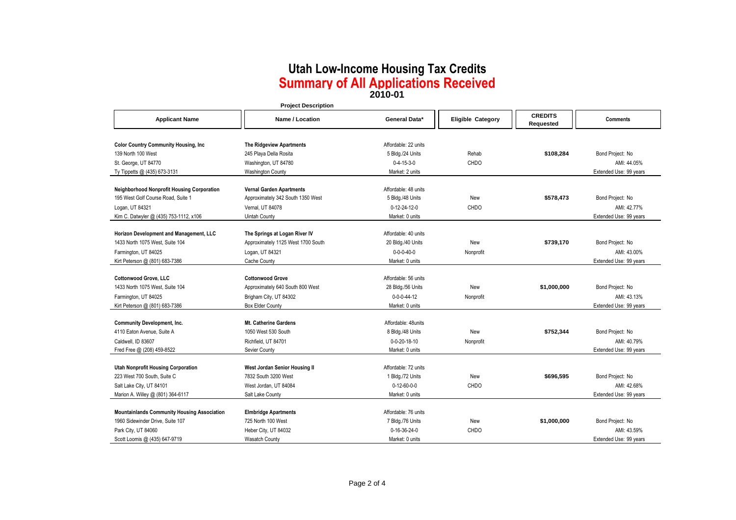# Utah Low-Income Housing Tax Credits

## Summary of All Applications Received

### 2010-01

| Applicant Name | Project Description: Name / Location | General Data* | Eligible Category | CREDITS Requested | Comments |
|---|---|---|---|---|---|
| **Color Country Community Housing, Inc**<br>139 North 100 West<br>St. George, UT 84770<br>Ty Tippetts @ (435) 673-3131 | **The Ridgeview Apartments**<br>245 Playa Della Rosita<br>Washington, UT 84780<br>Washington County | Affordable: 22 units<br>5 Bldg./24 Units<br>0-4-15-3-0<br>Market: 2 units | Rehab<br>CHDO | **$108,284** | Bond Project: No<br>AMI: 44.05%<br>Extended Use: 99 years |
| **Neighborhood Nonprofit Housing Corporation**<br>195 West Golf Course Road, Suite 1<br>Logan, UT 84321<br>Kim C. Datwyler @ (435) 753-1112, x106 | **Vernal Garden Apartments**<br>Approximately 342 South 1350 West<br>Vernal, UT 84078<br>Uintah County | Affordable: 48 units<br>5 Bldg./48 Units<br>0-12-24-12-0<br>Market: 0 units | New<br>CHDO | **$578,473** | Bond Project: No<br>AMI: 42.77%<br>Extended Use: 99 years |
| **Horizon Development and Management, LLC**<br>1433 North 1075 West, Suite 104<br>Farmington, UT 84025<br>Kirt Peterson @ (801) 683-7386 | **The Springs at Logan River IV**<br>Approximately 1125 West 1700 South<br>Logan, UT 84321<br>Cache County | Affordable: 40 units<br>20 Bldg./40 Units<br>0-0-0-40-0<br>Market: 0 units | New<br>Nonprofit | **$739,170** | Bond Project: No<br>AMI: 43.00%<br>Extended Use: 99 years |
| **Cottonwood Grove, LLC**<br>1433 North 1075 West, Suite 104<br>Farmington, UT 84025<br>Kirt Peterson @ (801) 683-7386 | **Cottonwood Grove**<br>Approximately 640 South 800 West<br>Brigham City, UT 84302<br>Box Elder County | Affordable: 56 units<br>28 Bldg./56 Units<br>0-0-0-44-12<br>Market: 0 units | New<br>Nonprofit | **$1,000,000** | Bond Project: No<br>AMI: 43.13%<br>Extended Use: 99 years |
| **Community Development, Inc.**<br>4110 Eaton Avenue, Suite A<br>Caldwell, ID 83607<br>Fred Free @ (208) 459-8522 | **Mt. Catherine Gardens**<br>1050 West 530 South<br>Richfield, UT 84701<br>Sevier County | Affordable: 48units<br>8 Bldg./48 Units<br>0-0-20-18-10<br>Market: 0 units | New<br>Nonprofit | **$752,344** | Bond Project: No<br>AMI: 40.79%<br>Extended Use: 99 years |
| **Utah Nonprofit Housing Corporation**<br>223 West 700 South, Suite C<br>Salt Lake City, UT 84101<br>Marion A. Willey @ (801) 364-6117 | **West Jordan Senior Housing II**<br>7832 South 3200 West<br>West Jordan, UT 84084<br>Salt Lake County | Affordable: 72 units<br>1 Bldg./72 Units<br>0-12-60-0-0<br>Market: 0 units | New<br>CHDO | **$696,595** | Bond Project: No<br>AMI: 42.68%<br>Extended Use: 99 years |
| **Mountainlands Community Housing Association**<br>1960 Sidewinder Drive, Suite 107<br>Park City, UT 84060<br>Scott Loomis @ (435) 647-9719 | **Elmbridge Apartments**<br>725 North 100 West<br>Heber City, UT 84032<br>Wasatch County | Affordable: 76 units<br>7 Bldg./76 Units<br>0-16-36-24-0<br>Market: 0 units | New<br>CHDO | **$1,000,000** | Bond Project: No<br>AMI: 43.59%<br>Extended Use: 99 years |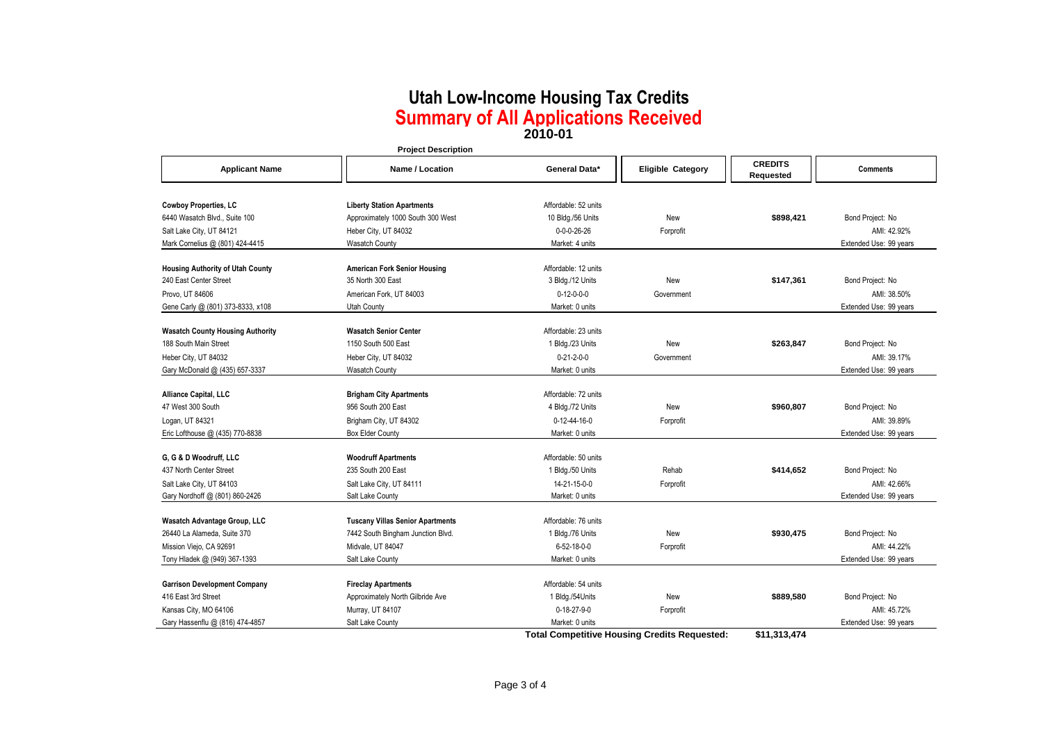# Utah Low-Income Housing Tax Credits

## Summary of All Applications Received

### 2010-01

| Applicant Name | Project Description: Name / Location | Project Description: General Data* | Eligible Category | CREDITS Requested | Comments |
|---|---|---|---|---|---|
| **Cowboy Properties, LC**<br>6440 Wasatch Blvd., Suite 100<br>Salt Lake City, UT 84121<br>Mark Cornelius @ (801) 424-4415 | **Liberty Station Apartments**<br>Approximately 1000 South 300 West<br>Heber City, UT 84032<br>Wasatch County | Affordable: 52 units<br>10 Bldg./56 Units<br>0-0-0-26-26<br>Market: 4 units | New<br>Forprofit | **$898,421** | Bond Project: No<br>AMI: 42.92%<br>Extended Use: 99 years |
| **Housing Authority of Utah County**<br>240 East Center Street<br>Provo, UT 84606<br>Gene Carly @ (801) 373-8333, x108 | **American Fork Senior Housing**<br>35 North 300 East<br>American Fork, UT 84003<br>Utah County | Affordable: 12 units<br>3 Bldg./12 Units<br>0-12-0-0-0<br>Market: 0 units | New<br>Government | **$147,361** | Bond Project: No<br>AMI: 38.50%<br>Extended Use: 99 years |
| **Wasatch County Housing Authority**<br>188 South Main Street<br>Heber City, UT 84032<br>Gary McDonald @ (435) 657-3337 | **Wasatch Senior Center**<br>1150 South 500 East<br>Heber City, UT 84032<br>Wasatch County | Affordable: 23 units<br>1 Bldg./23 Units<br>0-21-2-0-0<br>Market: 0 units | New<br>Government | **$263,847** | Bond Project: No<br>AMI: 39.17%<br>Extended Use: 99 years |
| **Alliance Capital, LLC**<br>47 West 300 South<br>Logan, UT 84321<br>Eric Lofthouse @ (435) 770-8838 | **Brigham City Apartments**<br>956 South 200 East<br>Brigham City, UT 84302<br>Box Elder County | Affordable: 72 units<br>4 Bldg./72 Units<br>0-12-44-16-0<br>Market: 0 units | New<br>Forprofit | **$960,807** | Bond Project: No<br>AMI: 39.89%<br>Extended Use: 99 years |
| **G, G & D Woodruff, LLC**<br>437 North Center Street<br>Salt Lake City, UT 84103<br>Gary Nordhoff @ (801) 860-2426 | **Woodruff Apartments**<br>235 South 200 East<br>Salt Lake City, UT 84111<br>Salt Lake County | Affordable: 50 units<br>1 Bldg./50 Units<br>14-21-15-0-0<br>Market: 0 units | Rehab<br>Forprofit | **$414,652** | Bond Project: No<br>AMI: 42.66%<br>Extended Use: 99 years |
| **Wasatch Advantage Group, LLC**<br>26440 La Alameda, Suite 370<br>Mission Viejo, CA 92691<br>Tony Hladek @ (949) 367-1393 | **Tuscany Villas Senior Apartments**<br>7442 South Bingham Junction Blvd.<br>Midvale, UT 84047<br>Salt Lake County | Affordable: 76 units<br>1 Bldg./76 Units<br>6-52-18-0-0<br>Market: 0 units | New<br>Forprofit | **$930,475** | Bond Project: No<br>AMI: 44.22%<br>Extended Use: 99 years |
| **Garrison Development Company**<br>416 East 3rd Street<br>Kansas City, MO 64106<br>Gary Hassenflu @ (816) 474-4857 | **Fireclay Apartments**<br>Approximately North Gilbride Ave<br>Murray, UT 84107<br>Salt Lake County | Affordable: 54 units<br>1 Bldg./54Units<br>0-18-27-9-0<br>Market: 0 units | New<br>Forprofit | **$889,580** | Bond Project: No<br>AMI: 45.72%<br>Extended Use: 99 years |
| | | **Total Competitive Housing Credits Requested:** | | **$11,313,474** | |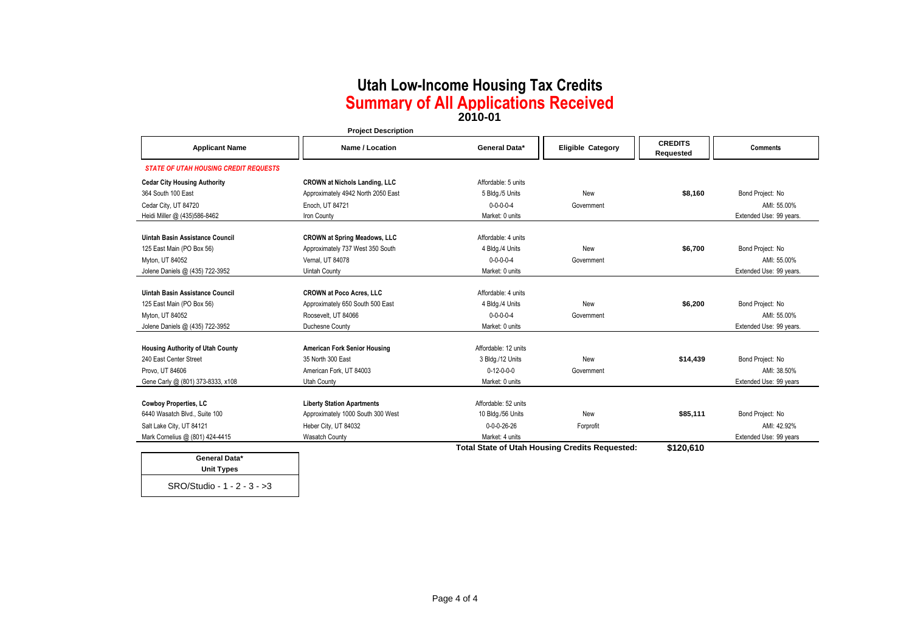# Utah Low-Income Housing Tax Credits

## Summary of All Applications Received

### 2010-01

| Applicant Name | Project Description: Name / Location | General Data* | Eligible Category | CREDITS Requested | Comments |
|---|---|---|---|---|---|
| ***STATE OF UTAH HOUSING CREDIT REQUESTS*** | | | | | |
| **Cedar City Housing Authority**<br>364 South 100 East<br>Cedar City, UT 84720<br>Heidi Miller @ (435)586-8462 | **CROWN at Nichols Landing, LLC**<br>Approximately 4942 North 2050 East<br>Enoch, UT 84721<br>Iron County | Affordable: 5 units<br>5 Bldg./5 Units<br>0-0-0-0-4<br>Market: 0 units | New<br>Government | **$8,160** | Bond Project: No<br>AMI: 55.00%<br>Extended Use: 99 years. |
| **Uintah Basin Assistance Council**<br>125 East Main (PO Box 56)<br>Myton, UT 84052<br>Jolene Daniels @ (435) 722-3952 | **CROWN at Spring Meadows, LLC**<br>Approximately 737 West 350 South<br>Vernal, UT 84078<br>Uintah County | Affordable: 4 units<br>4 Bldg./4 Units<br>0-0-0-0-4<br>Market: 0 units | New<br>Government | **$6,700** | Bond Project: No<br>AMI: 55.00%<br>Extended Use: 99 years. |
| **Uintah Basin Assistance Council**<br>125 East Main (PO Box 56)<br>Myton, UT 84052<br>Jolene Daniels @ (435) 722-3952 | **CROWN at Poco Acres, LLC**<br>Approximately 650 South 500 East<br>Roosevelt, UT 84066<br>Duchesne County | Affordable: 4 units<br>4 Bldg./4 Units<br>0-0-0-0-4<br>Market: 0 units | New<br>Government | **$6,200** | Bond Project: No<br>AMI: 55.00%<br>Extended Use: 99 years. |
| **Housing Authority of Utah County**<br>240 East Center Street<br>Provo, UT 84606<br>Gene Carly @ (801) 373-8333, x108 | **American Fork Senior Housing**<br>35 North 300 East<br>American Fork, UT 84003<br>Utah County | Affordable: 12 units<br>3 Bldg./12 Units<br>0-12-0-0-0<br>Market: 0 units | New<br>Government | **$14,439** | Bond Project: No<br>AMI: 38.50%<br>Extended Use: 99 years |
| **Cowboy Properties, LC**<br>6440 Wasatch Blvd., Suite 100<br>Salt Lake City, UT 84121<br>Mark Cornelius @ (801) 424-4415 | **Liberty Station Apartments**<br>Approximately 1000 South 300 West<br>Heber City, UT 84032<br>Wasatch County | Affordable: 52 units<br>10 Bldg./56 Units<br>0-0-0-26-26<br>Market: 4 units | New<br>Forprofit | **$85,111** | Bond Project: No<br>AMI: 42.92%<br>Extended Use: 99 years |
| | | **Total State of Utah Housing Credits Requested:** | | **$120,610** | |

| General Data* |
|---|
| **Unit Types** |
| SRO/Studio - 1 - 2 - 3 - >3 |